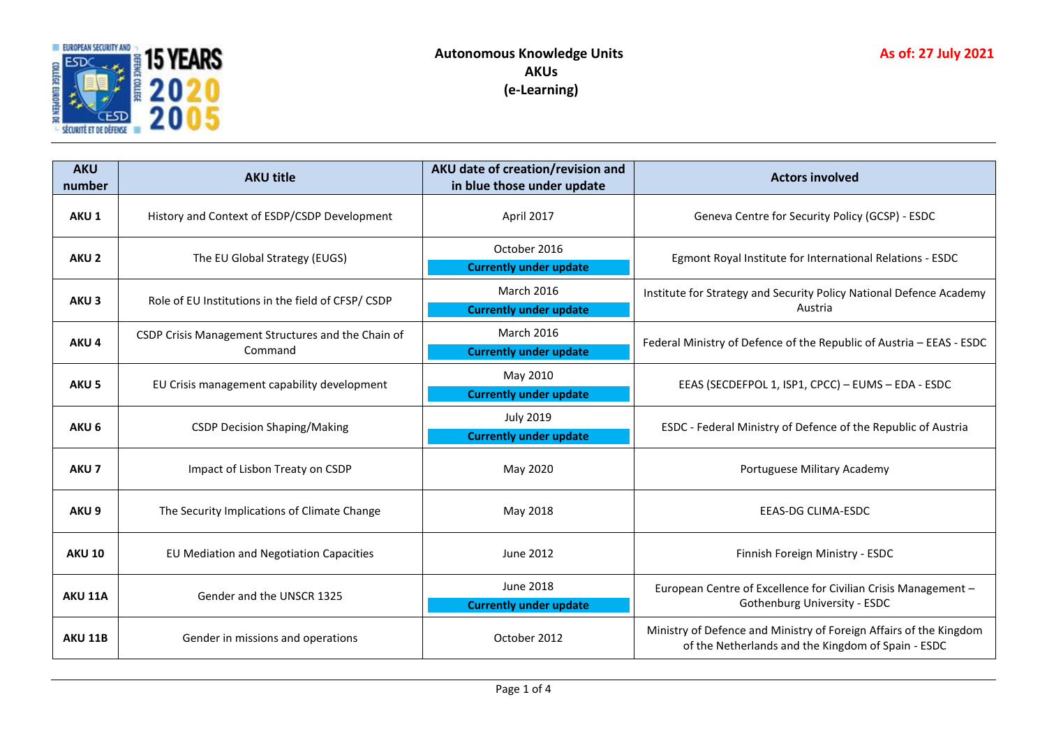# Autonomous Knowledge Units
# AKUs
# (e-Learning)

**As of: 27 July 2021**

| AKU number | AKU title | AKU date of creation/revision and in blue those under update | Actors involved |
|---|---|---|---|
| **AKU 1** | History and Context of ESDP/CSDP Development | April 2017 | Geneva Centre for Security Policy (GCSP) - ESDC |
| **AKU 2** | The EU Global Strategy (EUGS) | October 2016 **Currently under update** | Egmont Royal Institute for International Relations - ESDC |
| **AKU 3** | Role of EU Institutions in the field of CFSP/ CSDP | March 2016 **Currently under update** | Institute for Strategy and Security Policy National Defence Academy Austria |
| **AKU 4** | CSDP Crisis Management Structures and the Chain of Command | March 2016 **Currently under update** | Federal Ministry of Defence of the Republic of Austria – EEAS - ESDC |
| **AKU 5** | EU Crisis management capability development | May 2010 **Currently under update** | EEAS (SECDEFPOL 1, ISP1, CPCC) – EUMS – EDA - ESDC |
| **AKU 6** | CSDP Decision Shaping/Making | July 2019 **Currently under update** | ESDC - Federal Ministry of Defence of the Republic of Austria |
| **AKU 7** | Impact of Lisbon Treaty on CSDP | May 2020 | Portuguese Military Academy |
| **AKU 9** | The Security Implications of Climate Change | May 2018 | EEAS-DG CLIMA-ESDC |
| **AKU 10** | EU Mediation and Negotiation Capacities | June 2012 | Finnish Foreign Ministry - ESDC |
| **AKU 11A** | Gender and the UNSCR 1325 | June 2018 **Currently under update** | European Centre of Excellence for Civilian Crisis Management – Gothenburg University - ESDC |
| **AKU 11B** | Gender in missions and operations | October 2012 | Ministry of Defence and Ministry of Foreign Affairs of the Kingdom of the Netherlands and the Kingdom of Spain - ESDC |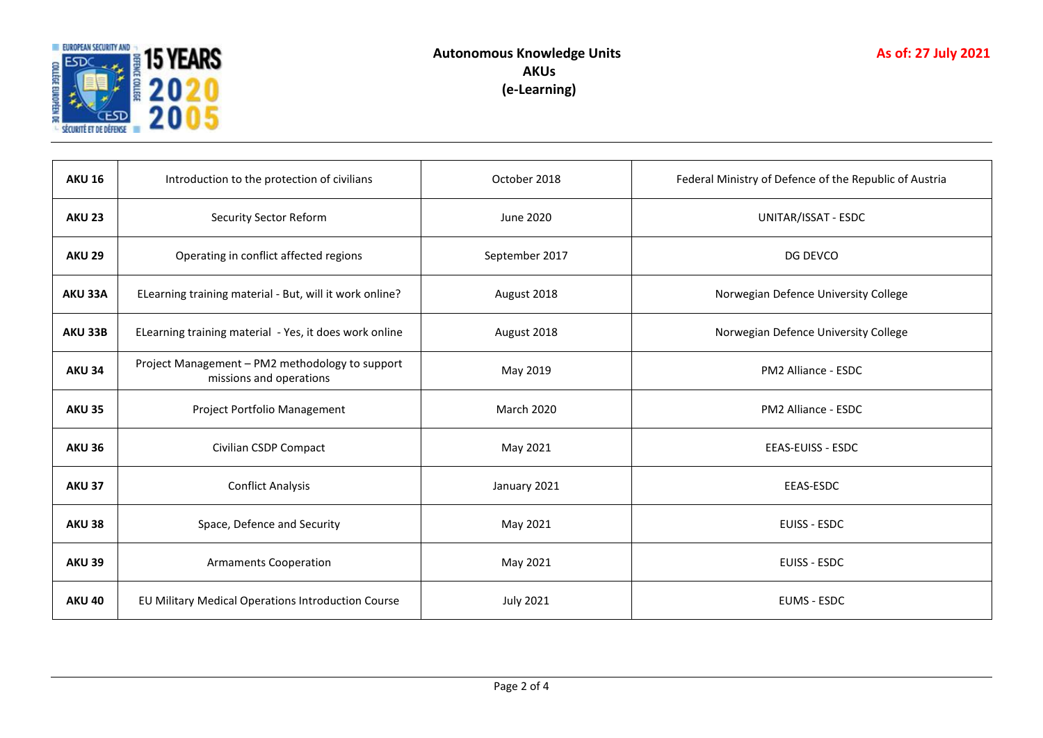| AKU 16 | Introduction to the protection of civilians | October 2018 | Federal Ministry of Defence of the Republic of Austria |
|---|---|---|---|
| **AKU 23** | Security Sector Reform | June 2020 | UNITAR/ISSAT - ESDC |
| **AKU 29** | Operating in conflict affected regions | September 2017 | DG DEVCO |
| **AKU 33A** | ELearning training material - But, will it work online? | August 2018 | Norwegian Defence University College |
| **AKU 33B** | ELearning training material - Yes, it does work online | August 2018 | Norwegian Defence University College |
| **AKU 34** | Project Management – PM2 methodology to support missions and operations | May 2019 | PM2 Alliance - ESDC |
| **AKU 35** | Project Portfolio Management | March 2020 | PM2 Alliance - ESDC |
| **AKU 36** | Civilian CSDP Compact | May 2021 | EEAS-EUISS - ESDC |
| **AKU 37** | Conflict Analysis | January 2021 | EEAS-ESDC |
| **AKU 38** | Space, Defence and Security | May 2021 | EUISS - ESDC |
| **AKU 39** | Armaments Cooperation | May 2021 | EUISS - ESDC |
| **AKU 40** | EU Military Medical Operations Introduction Course | July 2021 | EUMS - ESDC |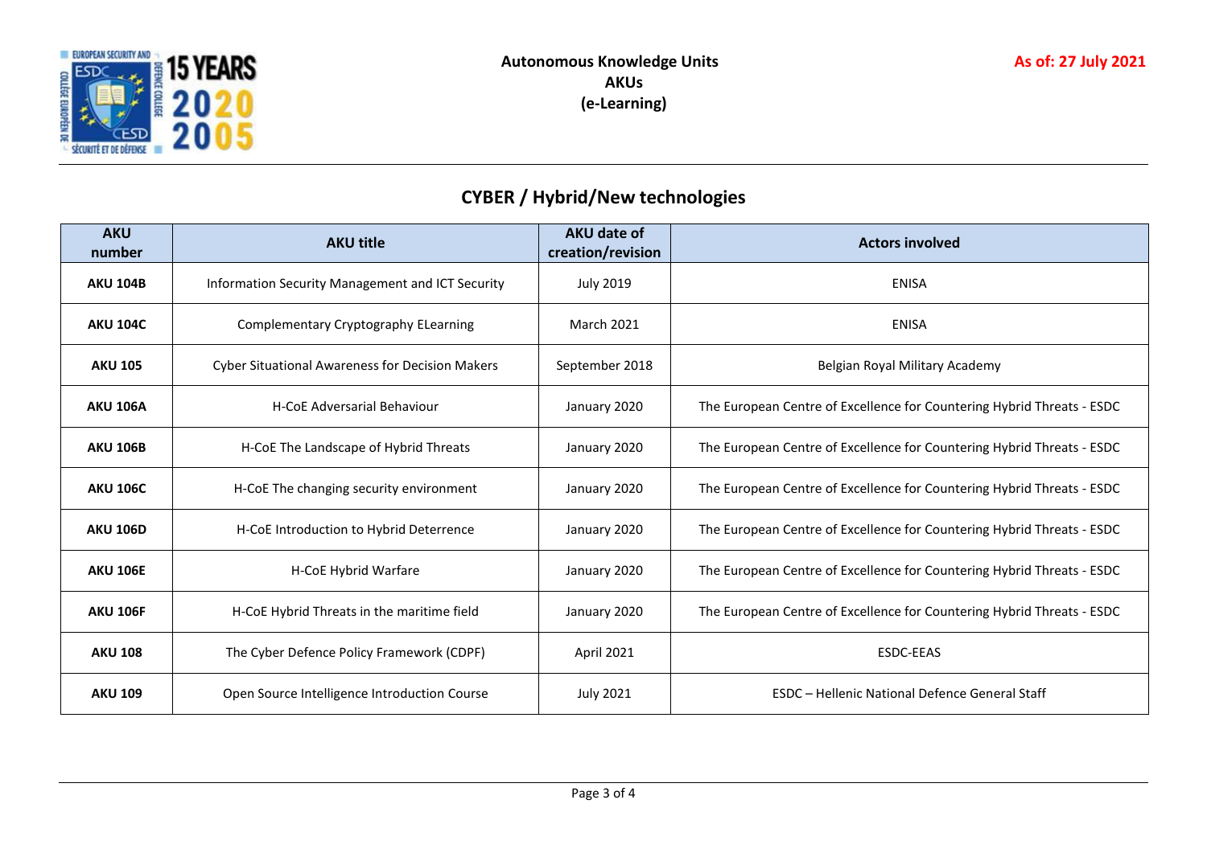**Autonomous Knowledge Units**
**AKUs**
**(e-Learning)**

**As of: 27 July 2021**

## CYBER / Hybrid/New technologies

| AKU number | AKU title | AKU date of creation/revision | Actors involved |
|---|---|---|---|
| **AKU 104B** | Information Security Management and ICT Security | July 2019 | ENISA |
| **AKU 104C** | Complementary Cryptography ELearning | March 2021 | ENISA |
| **AKU 105** | Cyber Situational Awareness for Decision Makers | September 2018 | Belgian Royal Military Academy |
| **AKU 106A** | H-CoE Adversarial Behaviour | January 2020 | The European Centre of Excellence for Countering Hybrid Threats - ESDC |
| **AKU 106B** | H-CoE The Landscape of Hybrid Threats | January 2020 | The European Centre of Excellence for Countering Hybrid Threats - ESDC |
| **AKU 106C** | H-CoE The changing security environment | January 2020 | The European Centre of Excellence for Countering Hybrid Threats - ESDC |
| **AKU 106D** | H-CoE Introduction to Hybrid Deterrence | January 2020 | The European Centre of Excellence for Countering Hybrid Threats - ESDC |
| **AKU 106E** | H-CoE Hybrid Warfare | January 2020 | The European Centre of Excellence for Countering Hybrid Threats - ESDC |
| **AKU 106F** | H-CoE Hybrid Threats in the maritime field | January 2020 | The European Centre of Excellence for Countering Hybrid Threats - ESDC |
| **AKU 108** | The Cyber Defence Policy Framework (CDPF) | April 2021 | ESDC-EEAS |
| **AKU 109** | Open Source Intelligence Introduction Course | July 2021 | ESDC – Hellenic National Defence General Staff |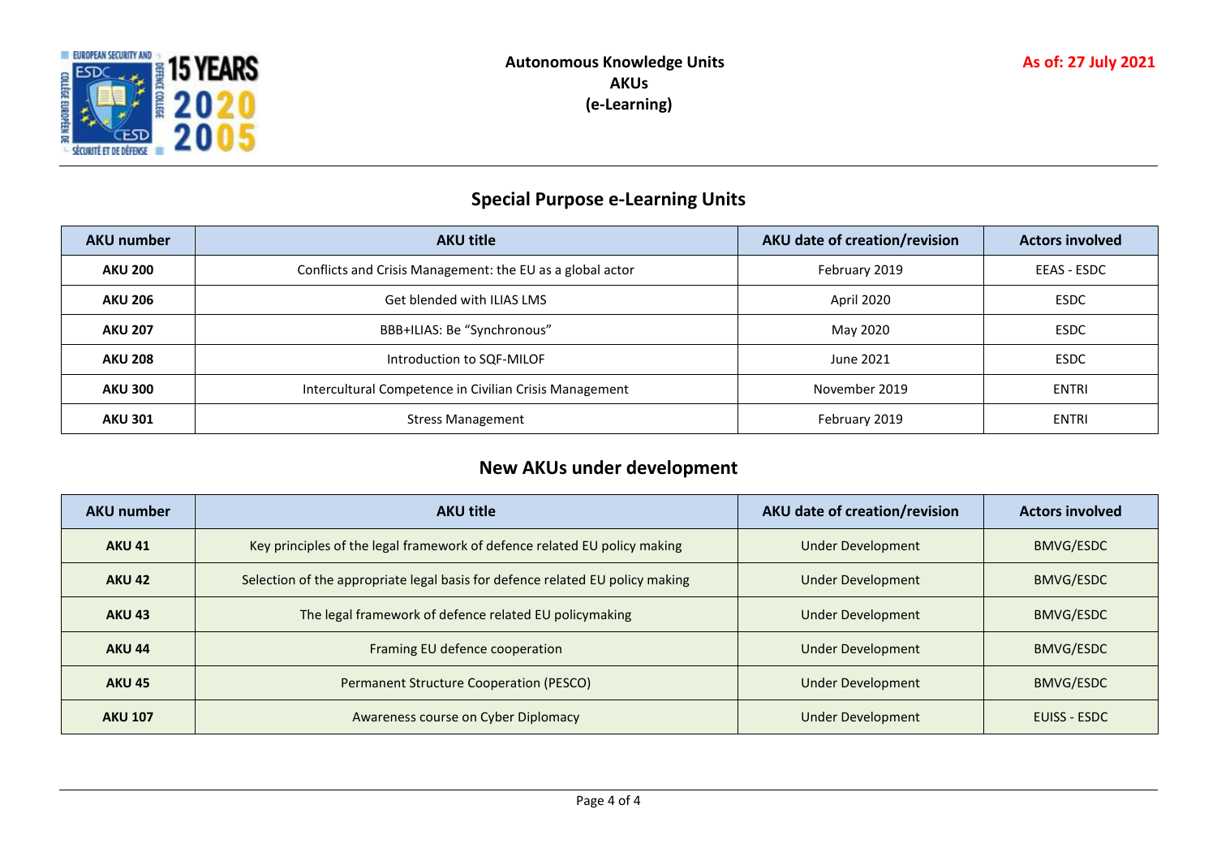## Special Purpose e-Learning Units

| AKU number | AKU title | AKU date of creation/revision | Actors involved |
|---|---|---|---|
| **AKU 200** | Conflicts and Crisis Management: the EU as a global actor | February 2019 | EEAS - ESDC |
| **AKU 206** | Get blended with ILIAS LMS | April 2020 | ESDC |
| **AKU 207** | BBB+ILIAS: Be "Synchronous" | May 2020 | ESDC |
| **AKU 208** | Introduction to SQF-MILOF | June 2021 | ESDC |
| **AKU 300** | Intercultural Competence in Civilian Crisis Management | November 2019 | ENTRI |
| **AKU 301** | Stress Management | February 2019 | ENTRI |

## New AKUs under development

| AKU number | AKU title | AKU date of creation/revision | Actors involved |
|---|---|---|---|
| **AKU 41** | Key principles of the legal framework of defence related EU policy making | Under Development | BMVG/ESDC |
| **AKU 42** | Selection of the appropriate legal basis for defence related EU policy making | Under Development | BMVG/ESDC |
| **AKU 43** | The legal framework of defence related EU policymaking | Under Development | BMVG/ESDC |
| **AKU 44** | Framing EU defence cooperation | Under Development | BMVG/ESDC |
| **AKU 45** | Permanent Structure Cooperation (PESCO) | Under Development | BMVG/ESDC |
| **AKU 107** | Awareness course on Cyber Diplomacy | Under Development | EUISS - ESDC |